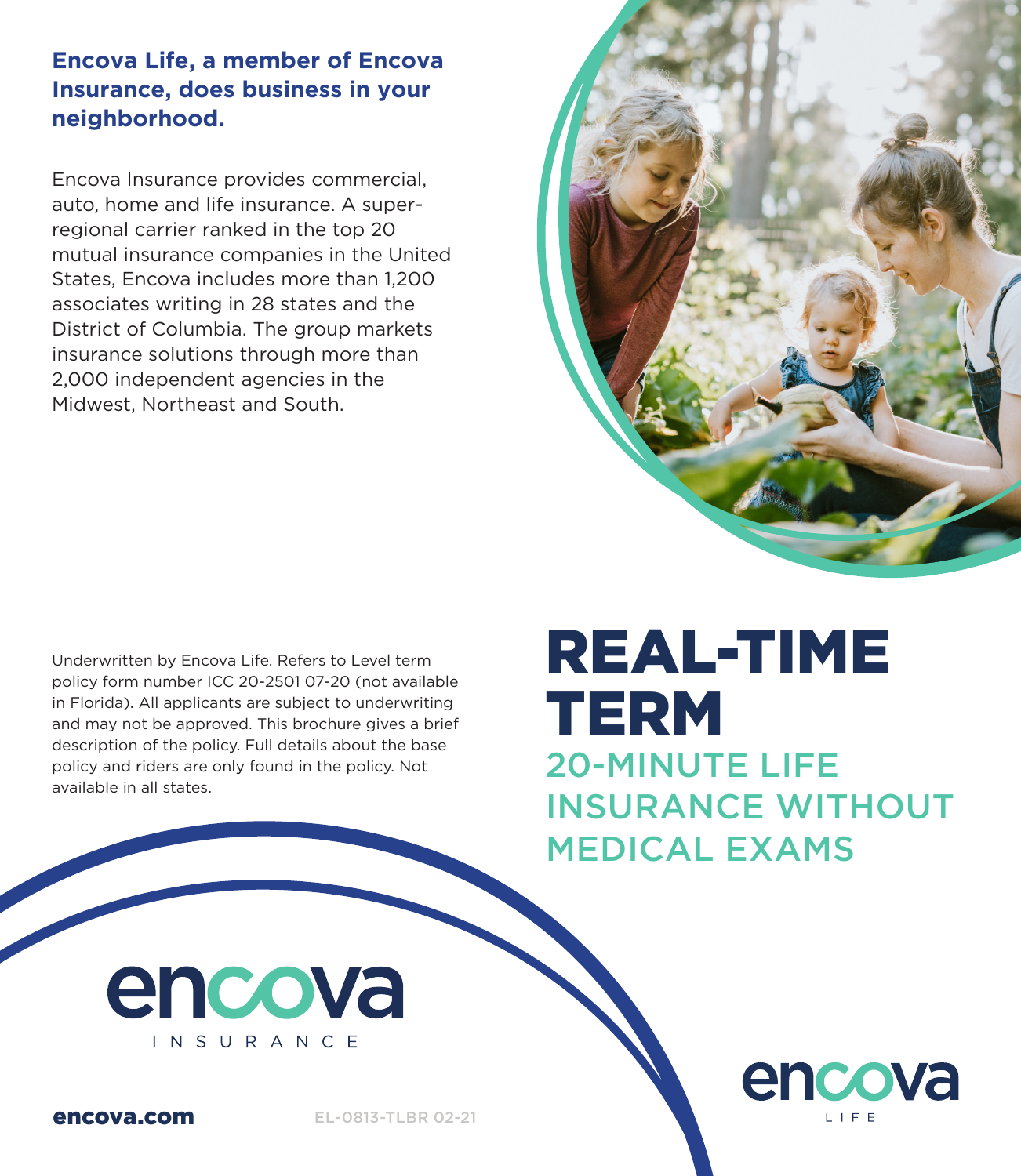**Encova Life, a member of Encova Insurance, does business in your neighborhood.**

Encova Insurance provides commercial, auto, home and life insurance. A super-regional carrier ranked in the top 20 mutual insurance companies in the United States, Encova includes more than 1,200 associates writing in 28 states and the District of Columbia. The group markets insurance solutions through more than 2,000 independent agencies in the Midwest, Northeast and South.

Underwritten by Encova Life. Refers to Level term policy form number ICC 20-2501 07-20 (not available in Florida). All applicants are subject to underwriting and may not be approved. This brochure gives a brief description of the policy. Full details about the base policy and riders are only found in the policy. Not available in all states.

encova INSURANCE

**encova.com**

EL-0813-TLBR 02-21

# REAL-TIME TERM

## 20-MINUTE LIFE INSURANCE WITHOUT MEDICAL EXAMS

encova LIFE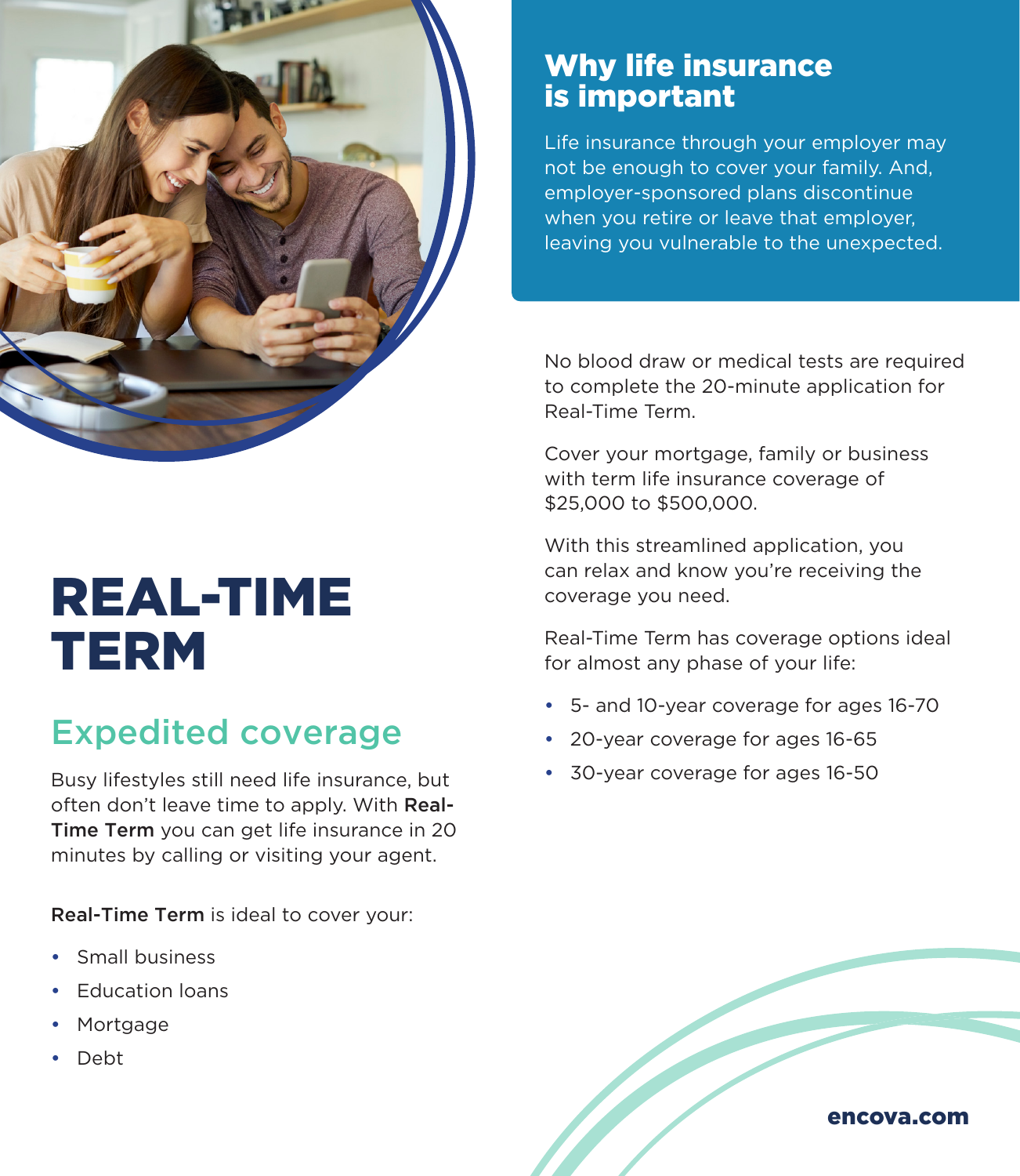# REAL-TIME TERM

## Expedited coverage

Busy lifestyles still need life insurance, but often don't leave time to apply. With **Real-Time Term** you can get life insurance in 20 minutes by calling or visiting your agent.

**Real-Time Term** is ideal to cover your:

- Small business
- Education loans
- Mortgage
- Debt

## Why life insurance is important

Life insurance through your employer may not be enough to cover your family. And, employer-sponsored plans discontinue when you retire or leave that employer, leaving you vulnerable to the unexpected.

No blood draw or medical tests are required to complete the 20-minute application for Real-Time Term.

Cover your mortgage, family or business with term life insurance coverage of $25,000 to $500,000.

With this streamlined application, you can relax and know you're receiving the coverage you need.

Real-Time Term has coverage options ideal for almost any phase of your life:

- 5- and 10-year coverage for ages 16-70
- 20-year coverage for ages 16-65
- 30-year coverage for ages 16-50

encova.com